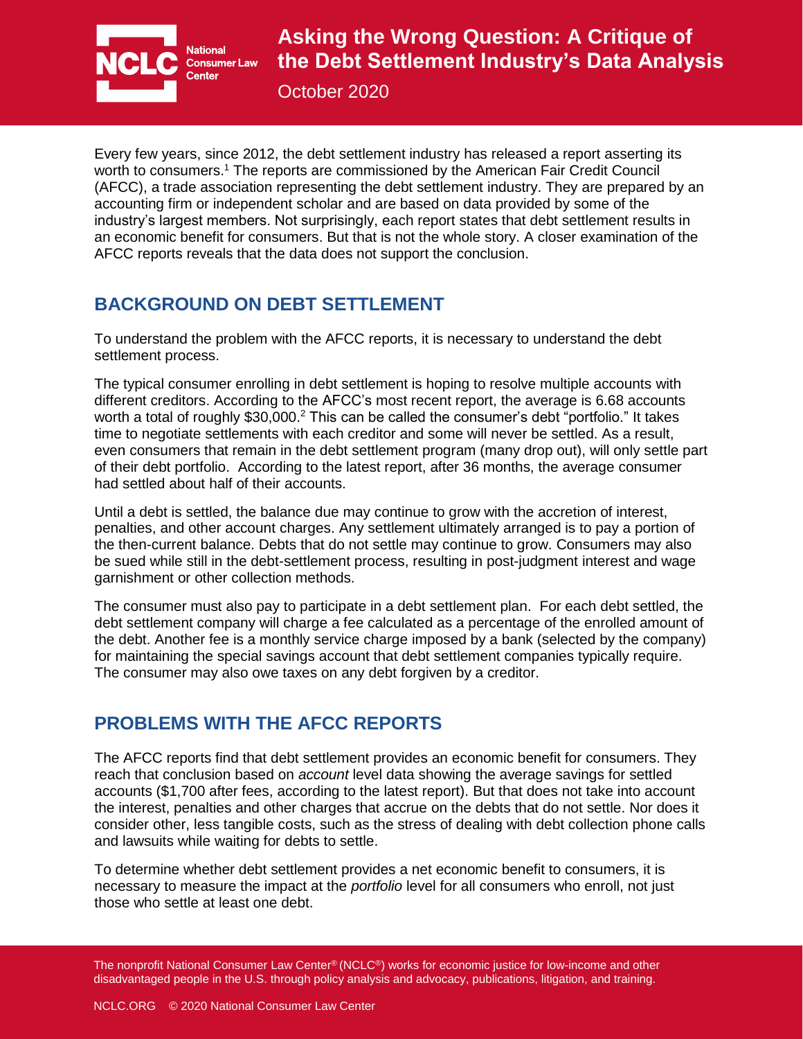# Asking the Wrong Question: A Critique of the Debt Settlement Industry's Data Analysis

October 2020

Every few years, since 2012, the debt settlement industry has released a report asserting its worth to consumers.[1] The reports are commissioned by the American Fair Credit Council (AFCC), a trade association representing the debt settlement industry. They are prepared by an accounting firm or independent scholar and are based on data provided by some of the industry's largest members. Not surprisingly, each report states that debt settlement results in an economic benefit for consumers. But that is not the whole story. A closer examination of the AFCC reports reveals that the data does not support the conclusion.

## BACKGROUND ON DEBT SETTLEMENT

To understand the problem with the AFCC reports, it is necessary to understand the debt settlement process.

The typical consumer enrolling in debt settlement is hoping to resolve multiple accounts with different creditors. According to the AFCC's most recent report, the average is 6.68 accounts worth a total of roughly $30,000.[2] This can be called the consumer's debt "portfolio." It takes time to negotiate settlements with each creditor and some will never be settled. As a result, even consumers that remain in the debt settlement program (many drop out), will only settle part of their debt portfolio. According to the latest report, after 36 months, the average consumer had settled about half of their accounts.

Until a debt is settled, the balance due may continue to grow with the accretion of interest, penalties, and other account charges. Any settlement ultimately arranged is to pay a portion of the then-current balance. Debts that do not settle may continue to grow. Consumers may also be sued while still in the debt-settlement process, resulting in post-judgment interest and wage garnishment or other collection methods.

The consumer must also pay to participate in a debt settlement plan. For each debt settled, the debt settlement company will charge a fee calculated as a percentage of the enrolled amount of the debt. Another fee is a monthly service charge imposed by a bank (selected by the company) for maintaining the special savings account that debt settlement companies typically require. The consumer may also owe taxes on any debt forgiven by a creditor.

## PROBLEMS WITH THE AFCC REPORTS

The AFCC reports find that debt settlement provides an economic benefit for consumers. They reach that conclusion based on *account* level data showing the average savings for settled accounts ($1,700 after fees, according to the latest report). But that does not take into account the interest, penalties and other charges that accrue on the debts that do not settle. Nor does it consider other, less tangible costs, such as the stress of dealing with debt collection phone calls and lawsuits while waiting for debts to settle.

To determine whether debt settlement provides a net economic benefit to consumers, it is necessary to measure the impact at the *portfolio* level for all consumers who enroll, not just those who settle at least one debt.

The nonprofit National Consumer Law Center® (NCLC®) works for economic justice for low-income and other disadvantaged people in the U.S. through policy analysis and advocacy, publications, litigation, and training.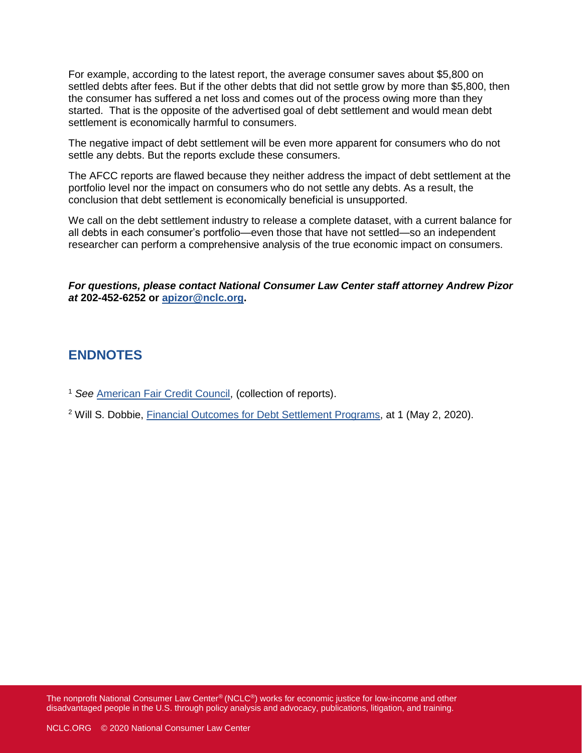For example, according to the latest report, the average consumer saves about $5,800 on settled debts after fees. But if the other debts that did not settle grow by more than $5,800, then the consumer has suffered a net loss and comes out of the process owing more than they started. That is the opposite of the advertised goal of debt settlement and would mean debt settlement is economically harmful to consumers.

The negative impact of debt settlement will be even more apparent for consumers who do not settle any debts. But the reports exclude these consumers.

The AFCC reports are flawed because they neither address the impact of debt settlement at the portfolio level nor the impact on consumers who do not settle any debts. As a result, the conclusion that debt settlement is economically beneficial is unsupported.

We call on the debt settlement industry to release a complete dataset, with a current balance for all debts in each consumer's portfolio—even those that have not settled—so an independent researcher can perform a comprehensive analysis of the true economic impact on consumers.

***For questions, please contact National Consumer Law Center staff attorney Andrew Pizor at* 202-452-6252 or apizor@nclc.org.**

## ENDNOTES

[1] *See* American Fair Credit Council, (collection of reports).

[2] Will S. Dobbie, Financial Outcomes for Debt Settlement Programs, at 1 (May 2, 2020).

The nonprofit National Consumer Law Center® (NCLC®) works for economic justice for low-income and other disadvantaged people in the U.S. through policy analysis and advocacy, publications, litigation, and training.

NCLC.ORG © 2020 National Consumer Law Center